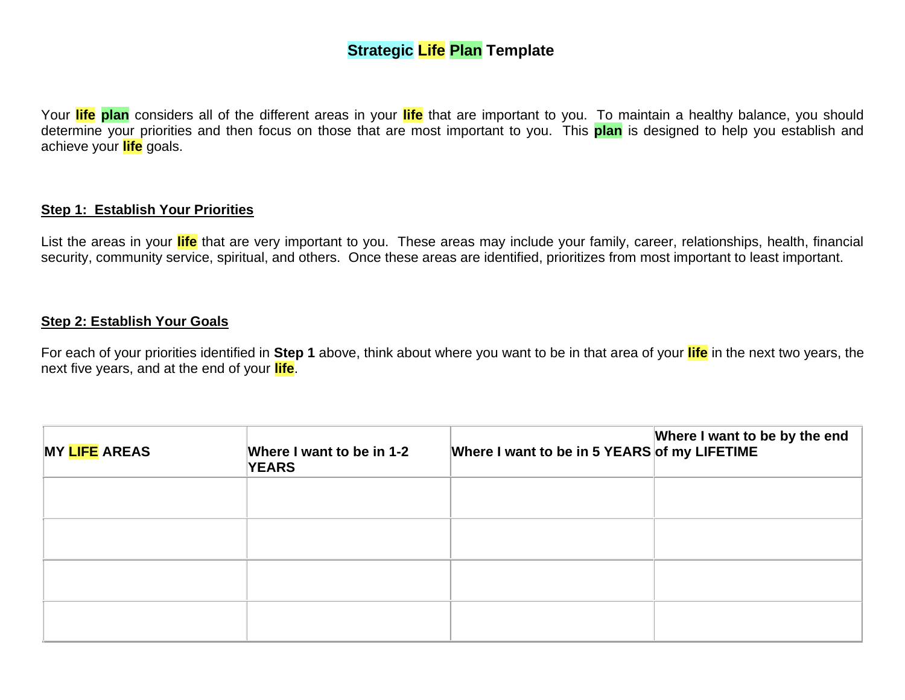# Strategic Life Plan Template

Your **life** **plan** considers all of the different areas in your **life** that are important to you. To maintain a healthy balance, you should determine your priorities and then focus on those that are most important to you. This **plan** is designed to help you establish and achieve your **life** goals.

## Step 1: Establish Your Priorities

List the areas in your **life** that are very important to you. These areas may include your family, career, relationships, health, financial security, community service, spiritual, and others. Once these areas are identified, prioritizes from most important to least important.

## Step 2: Establish Your Goals

For each of your priorities identified in **Step 1** above, think about where you want to be in that area of your **life** in the next two years, the next five years, and at the end of your **life**.

| MY LIFE AREAS | Where I want to be in 1-2 YEARS | Where I want to be in 5 YEARS | Where I want to be by the end of my LIFETIME |
|---|---|---|---|
| | | | |
| | | | |
| | | | |
| | | | |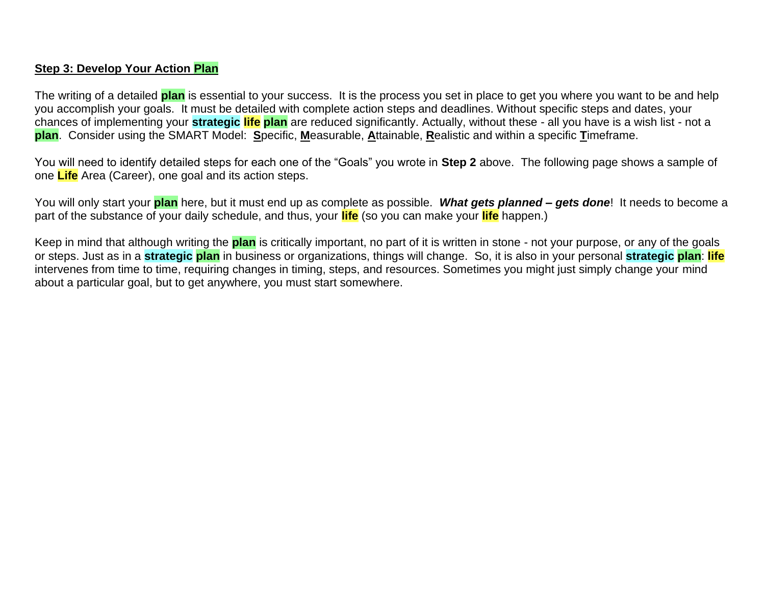**Step 3: Develop Your Action Plan**

The writing of a detailed **plan** is essential to your success. It is the process you set in place to get you where you want to be and help you accomplish your goals. It must be detailed with complete action steps and deadlines. Without specific steps and dates, your chances of implementing your **strategic life plan** are reduced significantly. Actually, without these - all you have is a wish list - not a **plan**. Consider using the SMART Model: **S**pecific, **M**easurable, **A**ttainable, **R**ealistic and within a specific **T**imeframe.

You will need to identify detailed steps for each one of the "Goals" you wrote in **Step 2** above. The following page shows a sample of one **Life** Area (Career), one goal and its action steps.

You will only start your **plan** here, but it must end up as complete as possible. ***What gets planned – gets done***! It needs to become a part of the substance of your daily schedule, and thus, your **life** (so you can make your **life** happen.)

Keep in mind that although writing the **plan** is critically important, no part of it is written in stone - not your purpose, or any of the goals or steps. Just as in a **strategic plan** in business or organizations, things will change. So, it is also in your personal **strategic plan**: **life** intervenes from time to time, requiring changes in timing, steps, and resources. Sometimes you might just simply change your mind about a particular goal, but to get anywhere, you must start somewhere.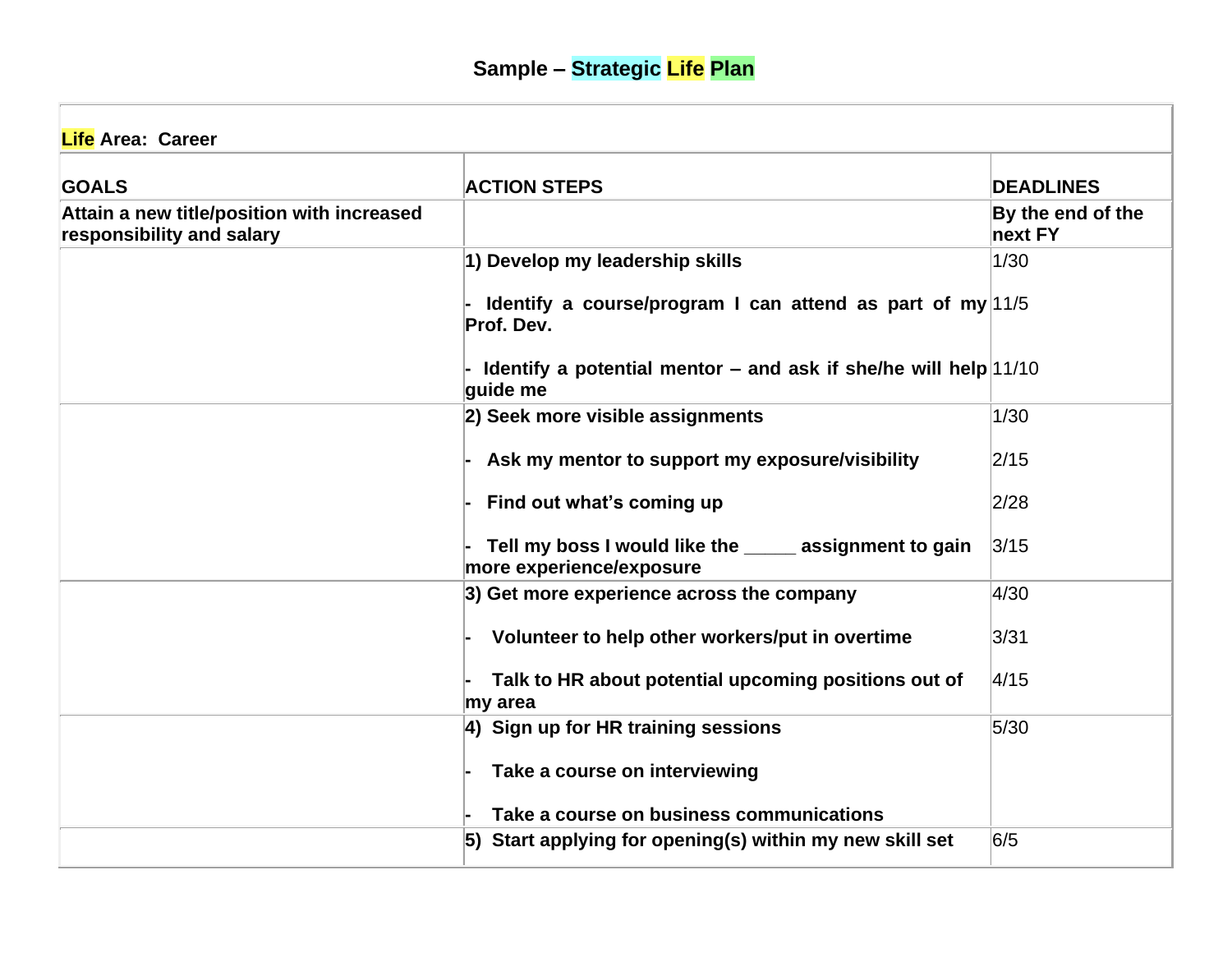# Sample – Strategic Life Plan

| **Life Area: Career** | | |
|---|---|---|
| **GOALS** | **ACTION STEPS** | **DEADLINES** |
| **Attain a new title/position with increased responsibility and salary** | | **By the end of the next FY** |
| | **1) Develop my leadership skills** | 1/30 |
| | **- Identify a course/program I can attend as part of my Prof. Dev.** | 11/5 |
| | **- Identify a potential mentor – and ask if she/he will help guide me** | 11/10 |
| | **2) Seek more visible assignments** | 1/30 |
| | **- Ask my mentor to support my exposure/visibility** | 2/15 |
| | **- Find out what's coming up** | 2/28 |
| | **- Tell my boss I would like the _____ assignment to gain more experience/exposure** | 3/15 |
| | **3) Get more experience across the company** | 4/30 |
| | **- Volunteer to help other workers/put in overtime** | 3/31 |
| | **- Talk to HR about potential upcoming positions out of my area** | 4/15 |
| | **4) Sign up for HR training sessions** | 5/30 |
| | **- Take a course on interviewing** | |
| | **- Take a course on business communications** | |
| | **5) Start applying for opening(s) within my new skill set** | 6/5 |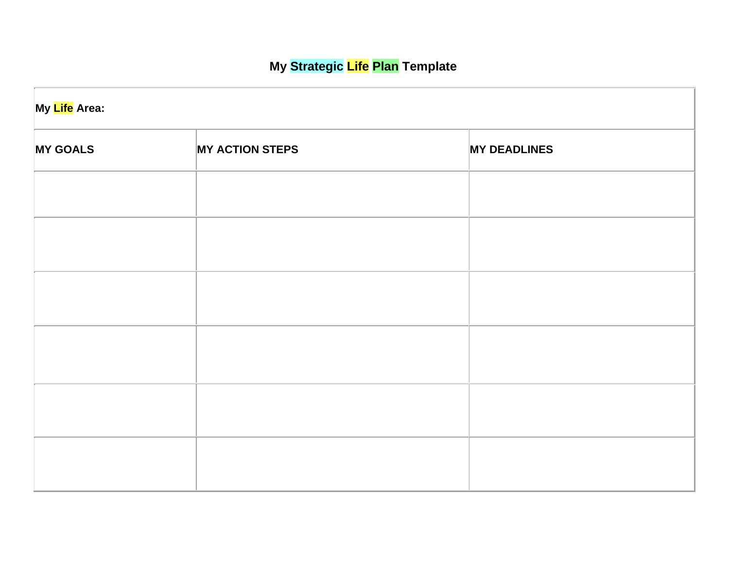# My Strategic Life Plan Template

| My Life Area: | | |
|---|---|---|
| **MY GOALS** | **MY ACTION STEPS** | **MY DEADLINES** |
| | | |
| | | |
| | | |
| | | |
| | | |
| | | |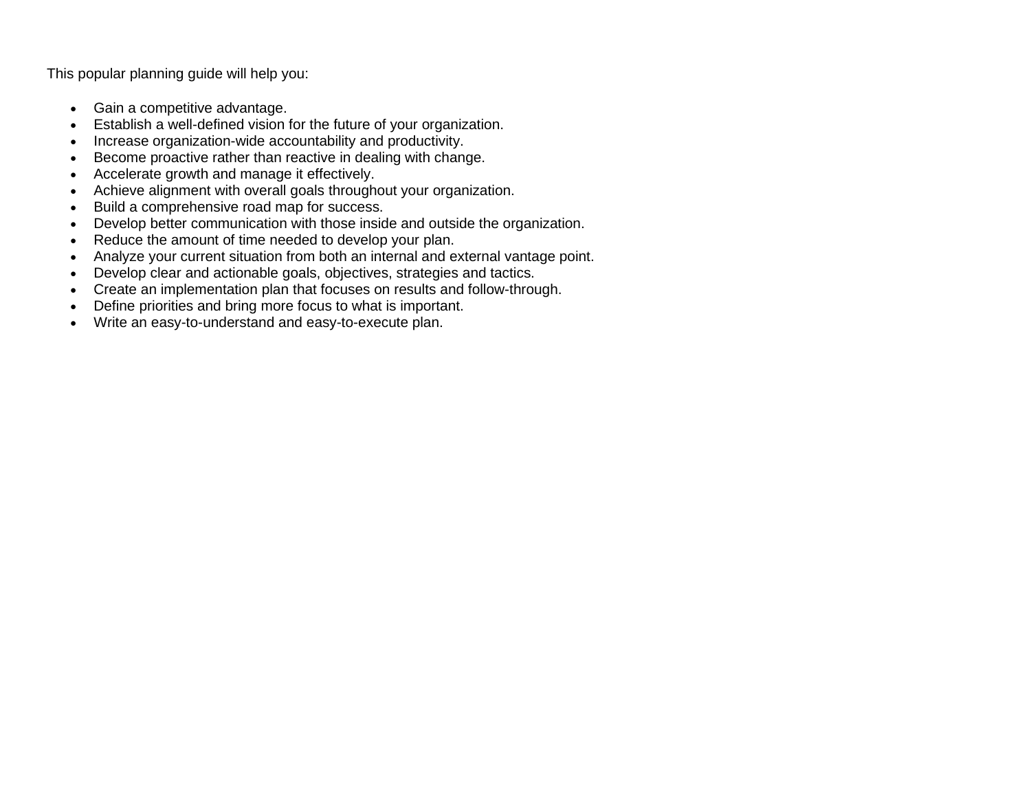This popular planning guide will help you:

- Gain a competitive advantage.
- Establish a well-defined vision for the future of your organization.
- Increase organization-wide accountability and productivity.
- Become proactive rather than reactive in dealing with change.
- Accelerate growth and manage it effectively.
- Achieve alignment with overall goals throughout your organization.
- Build a comprehensive road map for success.
- Develop better communication with those inside and outside the organization.
- Reduce the amount of time needed to develop your plan.
- Analyze your current situation from both an internal and external vantage point.
- Develop clear and actionable goals, objectives, strategies and tactics.
- Create an implementation plan that focuses on results and follow-through.
- Define priorities and bring more focus to what is important.
- Write an easy-to-understand and easy-to-execute plan.